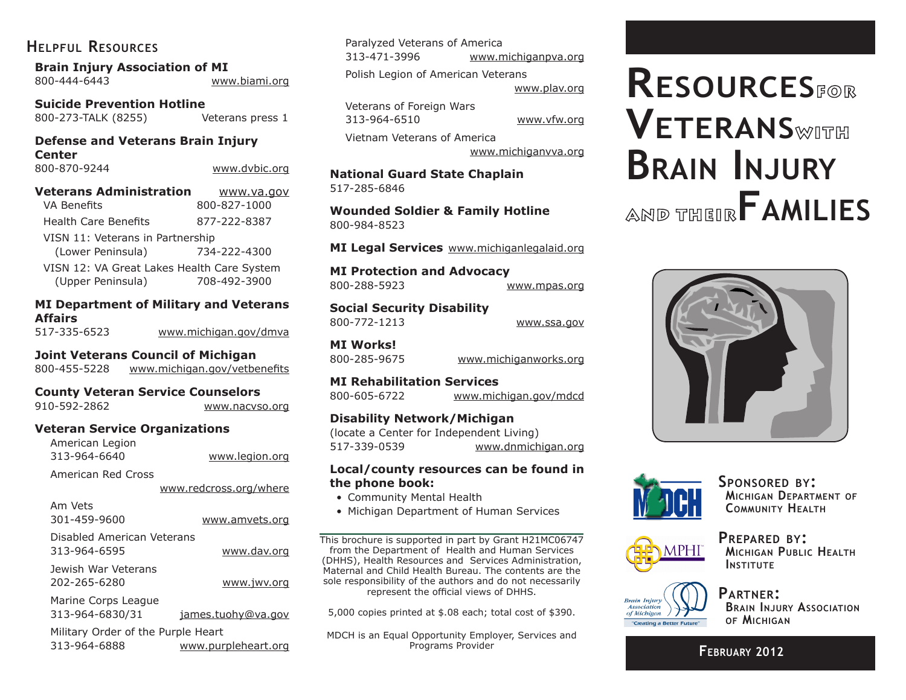## Helpful Resources

**Brain Injury Association of MI**
800-444-6443 www.biami.org

**Suicide Prevention Hotline**
800-273-TALK (8255) Veterans press 1

**Defense and Veterans Brain Injury Center**
800-870-9244 www.dvbic.org

**Veterans Administration** www.va.gov

- VA Benefits 800-827-1000
- Health Care Benefits 877-222-8387
- VISN 11: Veterans in Partnership (Lower Peninsula) 734-222-4300
- VISN 12: VA Great Lakes Health Care System (Upper Peninsula) 708-492-3900

**MI Department of Military and Veterans Affairs**
517-335-6523 www.michigan.gov/dmva

**Joint Veterans Council of Michigan**
800-455-5228 www.michigan.gov/vetbenefits

**County Veteran Service Counselors**
910-592-2862 www.nacvso.org

**Veteran Service Organizations**

- American Legion
  313-964-6640 www.legion.org
- American Red Cross
  www.redcross.org/where
- Am Vets
  301-459-9600 www.amvets.org
- Disabled American Veterans
  313-964-6595 www.dav.org
- Jewish War Veterans
  202-265-6280 www.jwv.org
- Marine Corps League
  313-964-6830/31 james.tuohy@va.gov
- Military Order of the Purple Heart
  313-964-6888 www.purpleheart.org
- Paralyzed Veterans of America
  313-471-3996 www.michiganpva.org
- Polish Legion of American Veterans
  www.plav.org
- Veterans of Foreign Wars
  313-964-6510 www.vfw.org
- Vietnam Veterans of America
  www.michiganvva.org

**National Guard State Chaplain**
517-285-6846

**Wounded Soldier & Family Hotline**
800-984-8523

**MI Legal Services** www.michiganlegalaid.org

**MI Protection and Advocacy**
800-288-5923 www.mpas.org

**Social Security Disability**
800-772-1213 www.ssa.gov

**MI Works!**
800-285-9675 www.michiganworks.org

**MI Rehabilitation Services**
800-605-6722 www.michigan.gov/mdcd

**Disability Network/Michigan**
(locate a Center for Independent Living)
517-339-0539 www.dnmichigan.org

**Local/county resources can be found in the phone book:**

- Community Mental Health
- Michigan Department of Human Services

---

This brochure is supported in part by Grant H21MC06747 from the Department of Health and Human Services (DHHS), Health Resources and Services Administration, Maternal and Child Health Bureau. The contents are the sole responsibility of the authors and do not necessarily represent the official views of DHHS.

5,000 copies printed at $.08 each; total cost of $390.

MDCH is an Equal Opportunity Employer, Services and Programs Provider

# Resources for Veterans with Brain Injury and their Families

**Sponsored by:**
Michigan Department of Community Health

**Prepared by:**
Michigan Public Health Institute

**Partner:**
Brain Injury Association of Michigan

"Creating a Better Future"

**February 2012**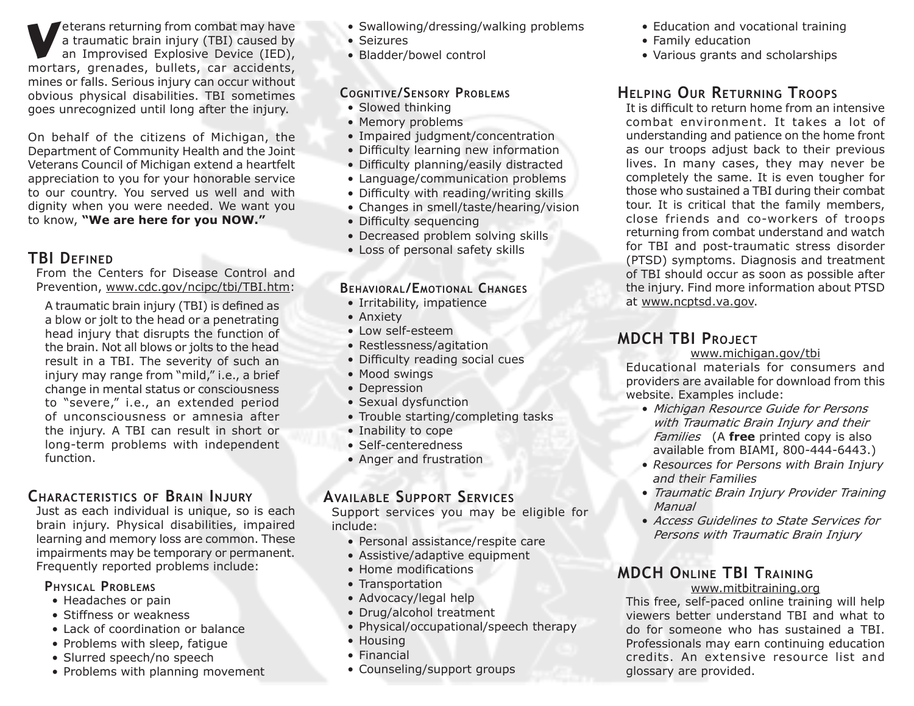Veterans returning from combat may have a traumatic brain injury (TBI) caused by an Improvised Explosive Device (IED), mortars, grenades, bullets, car accidents, mines or falls. Serious injury can occur without obvious physical disabilities. TBI sometimes goes unrecognized until long after the injury.

On behalf of the citizens of Michigan, the Department of Community Health and the Joint Veterans Council of Michigan extend a heartfelt appreciation to you for your honorable service to our country. You served us well and with dignity when you were needed. We want you to know, **"We are here for you NOW."**

## TBI Defined

From the Centers for Disease Control and Prevention, www.cdc.gov/ncipc/tbi/TBI.htm:

A traumatic brain injury (TBI) is defined as a blow or jolt to the head or a penetrating head injury that disrupts the function of the brain. Not all blows or jolts to the head result in a TBI. The severity of such an injury may range from "mild," i.e., a brief change in mental status or consciousness to "severe," i.e., an extended period of unconsciousness or amnesia after the injury. A TBI can result in short or long-term problems with independent function.

## Characteristics of Brain Injury

Just as each individual is unique, so is each brain injury. Physical disabilities, impaired learning and memory loss are common. These impairments may be temporary or permanent. Frequently reported problems include:

### Physical Problems

- Headaches or pain
- Stiffness or weakness
- Lack of coordination or balance
- Problems with sleep, fatigue
- Slurred speech/no speech
- Problems with planning movement
- Swallowing/dressing/walking problems
- Seizures
- Bladder/bowel control

### Cognitive/Sensory Problems

- Slowed thinking
- Memory problems
- Impaired judgment/concentration
- Difficulty learning new information
- Difficulty planning/easily distracted
- Language/communication problems
- Difficulty with reading/writing skills
- Changes in smell/taste/hearing/vision
- Difficulty sequencing
- Decreased problem solving skills
- Loss of personal safety skills

### Behavioral/Emotional Changes

- Irritability, impatience
- Anxiety
- Low self-esteem
- Restlessness/agitation
- Difficulty reading social cues
- Mood swings
- Depression
- Sexual dysfunction
- Trouble starting/completing tasks
- Inability to cope
- Self-centeredness
- Anger and frustration

## Available Support Services

Support services you may be eligible for include:

- Personal assistance/respite care
- Assistive/adaptive equipment
- Home modifications
- Transportation
- Advocacy/legal help
- Drug/alcohol treatment
- Physical/occupational/speech therapy
- Housing
- Financial
- Counseling/support groups
- Education and vocational training
- Family education
- Various grants and scholarships

## Helping Our Returning Troops

It is difficult to return home from an intensive combat environment. It takes a lot of understanding and patience on the home front as our troops adjust back to their previous lives. In many cases, they may never be completely the same. It is even tougher for those who sustained a TBI during their combat tour. It is critical that the family members, close friends and co-workers of troops returning from combat understand and watch for TBI and post-traumatic stress disorder (PTSD) symptoms. Diagnosis and treatment of TBI should occur as soon as possible after the injury. Find more information about PTSD at www.ncptsd.va.gov.

## MDCH TBI Project

www.michigan.gov/tbi

Educational materials for consumers and providers are available for download from this website. Examples include:

- *Michigan Resource Guide for Persons with Traumatic Brain Injury and their Families* (A **free** printed copy is also available from BIAMI, 800-444-6443.)
- *Resources for Persons with Brain Injury and their Families*
- *Traumatic Brain Injury Provider Training Manual*
- *Access Guidelines to State Services for Persons with Traumatic Brain Injury*

## MDCH Online TBI Training

www.mitbitraining.org

This free, self-paced online training will help viewers better understand TBI and what to do for someone who has sustained a TBI. Professionals may earn continuing education credits. An extensive resource list and glossary are provided.